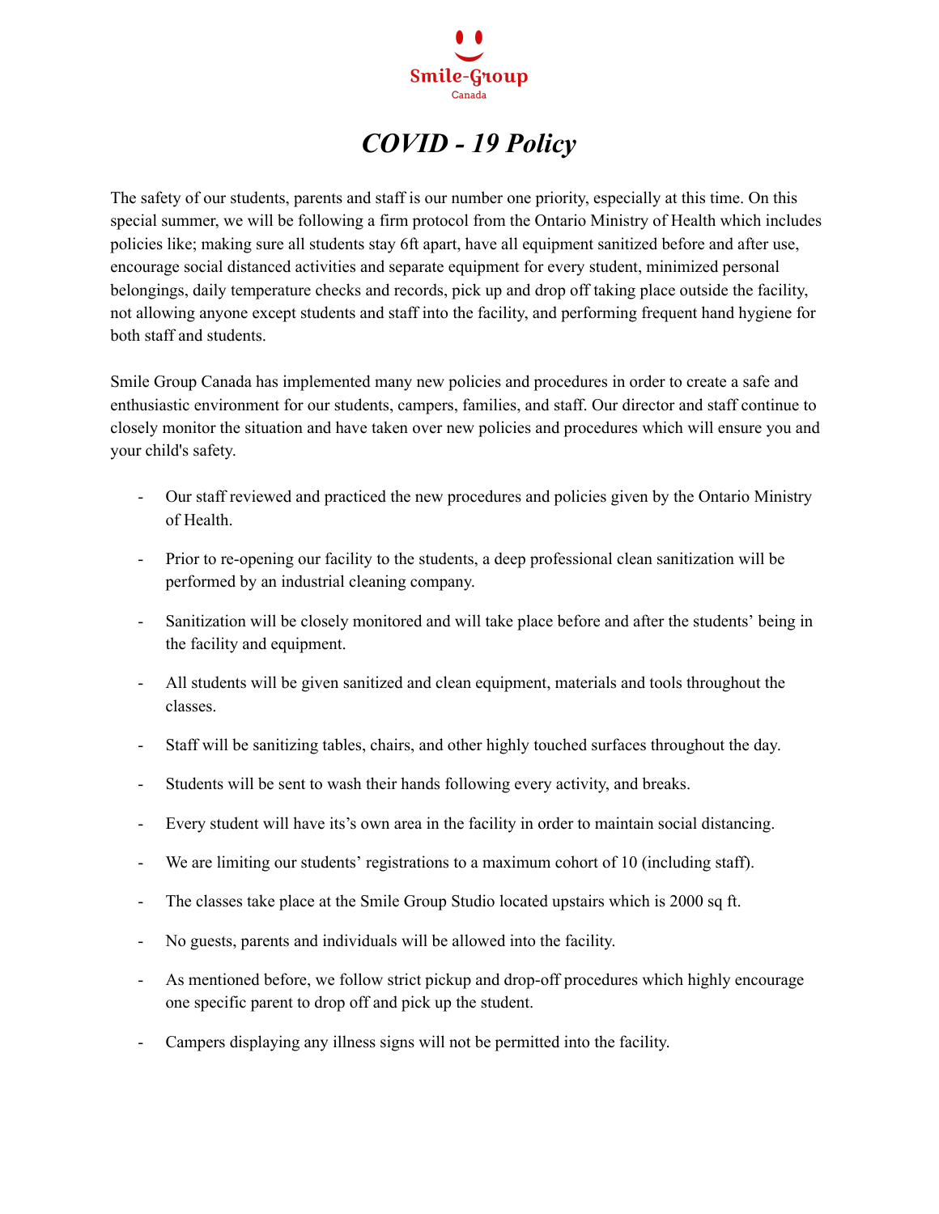Smile-Group

Canada

# *COVID - 19 Policy*

The safety of our students, parents and staff is our number one priority, especially at this time. On this special summer, we will be following a firm protocol from the Ontario Ministry of Health which includes policies like; making sure all students stay 6ft apart, have all equipment sanitized before and after use, encourage social distanced activities and separate equipment for every student, minimized personal belongings, daily temperature checks and records, pick up and drop off taking place outside the facility, not allowing anyone except students and staff into the facility, and performing frequent hand hygiene for both staff and students.

Smile Group Canada has implemented many new policies and procedures in order to create a safe and enthusiastic environment for our students, campers, families, and staff. Our director and staff continue to closely monitor the situation and have taken over new policies and procedures which will ensure you and your child's safety.

- Our staff reviewed and practiced the new procedures and policies given by the Ontario Ministry of Health.
- Prior to re-opening our facility to the students, a deep professional clean sanitization will be performed by an industrial cleaning company.
- Sanitization will be closely monitored and will take place before and after the students' being in the facility and equipment.
- All students will be given sanitized and clean equipment, materials and tools throughout the classes.
- Staff will be sanitizing tables, chairs, and other highly touched surfaces throughout the day.
- Students will be sent to wash their hands following every activity, and breaks.
- Every student will have its's own area in the facility in order to maintain social distancing.
- We are limiting our students' registrations to a maximum cohort of 10 (including staff).
- The classes take place at the Smile Group Studio located upstairs which is 2000 sq ft.
- No guests, parents and individuals will be allowed into the facility.
- As mentioned before, we follow strict pickup and drop-off procedures which highly encourage one specific parent to drop off and pick up the student.
- Campers displaying any illness signs will not be permitted into the facility.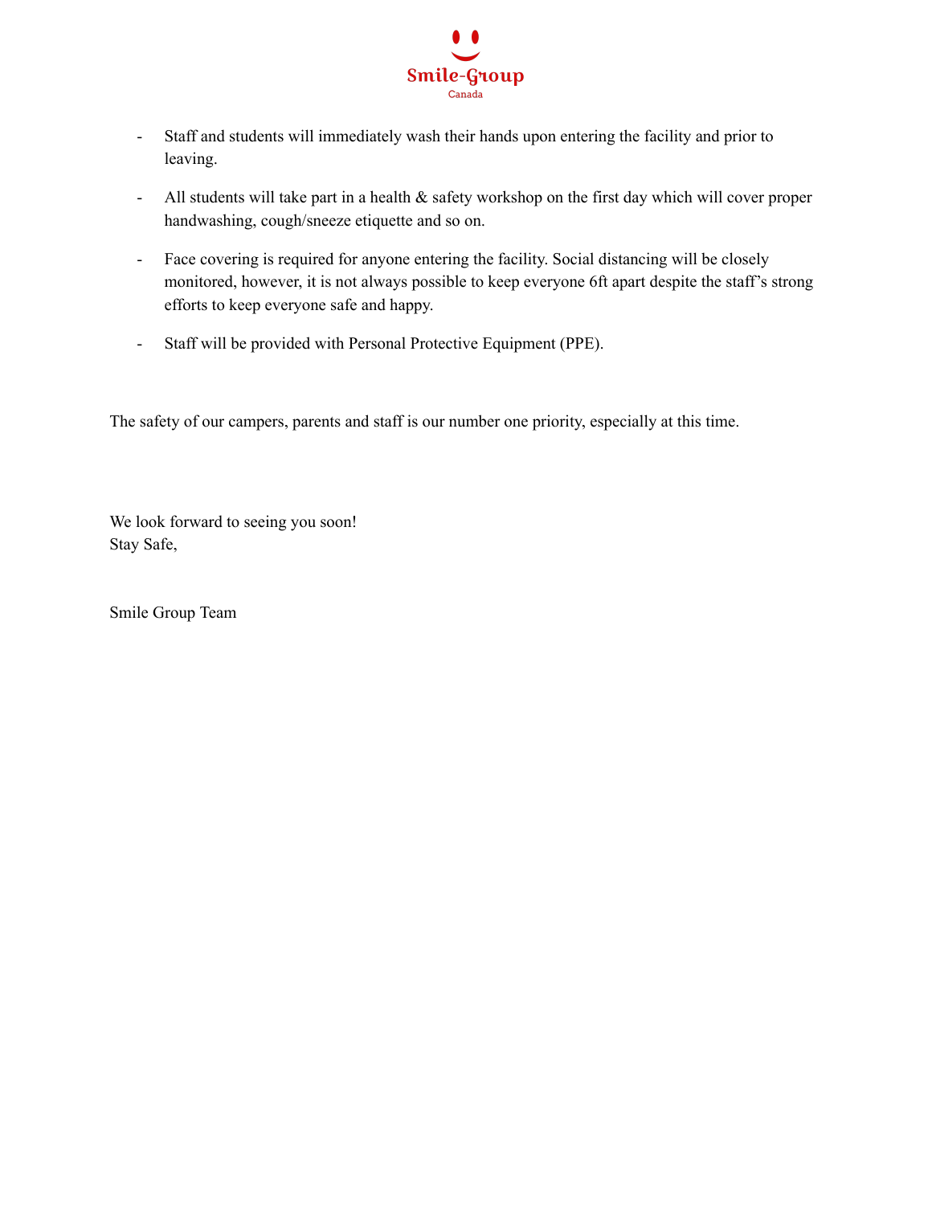Smile-Group
Canada

- Staff and students will immediately wash their hands upon entering the facility and prior to leaving.
- All students will take part in a health & safety workshop on the first day which will cover proper handwashing, cough/sneeze etiquette and so on.
- Face covering is required for anyone entering the facility. Social distancing will be closely monitored, however, it is not always possible to keep everyone 6ft apart despite the staff's strong efforts to keep everyone safe and happy.
- Staff will be provided with Personal Protective Equipment (PPE).

The safety of our campers, parents and staff is our number one priority, especially at this time.

We look forward to seeing you soon!
Stay Safe,

Smile Group Team